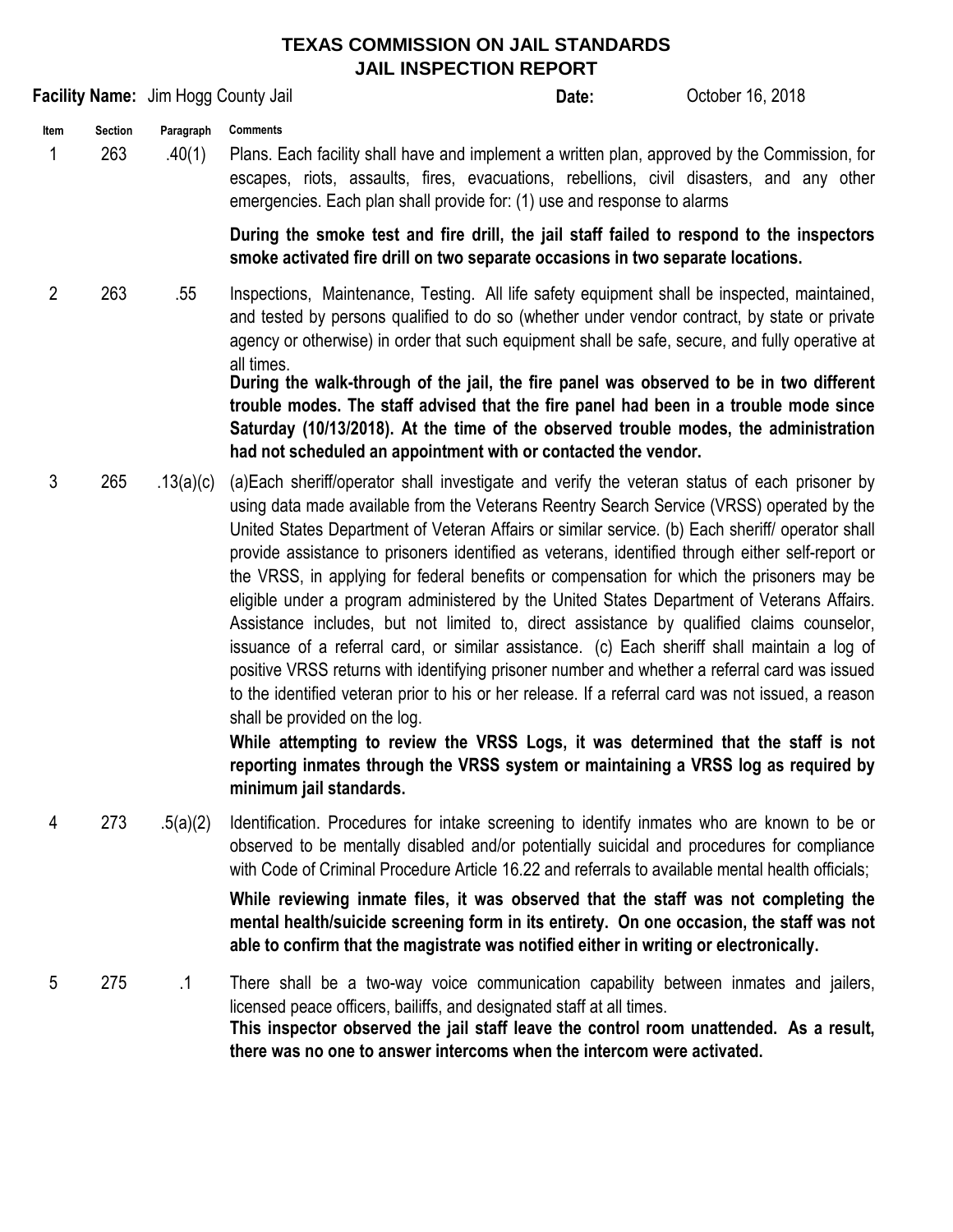# TEXAS COMMISSION ON JAIL STANDARDS
## JAIL INSPECTION REPORT

**Facility Name:** Jim Hogg County Jail **Date:** October 16, 2018

| Item | Section | Paragraph | Comments |
|---|---|---|---|
| 1 | 263 | .40(1) | Plans. Each facility shall have and implement a written plan, approved by the Commission, for escapes, riots, assaults, fires, evacuations, rebellions, civil disasters, and any other emergencies. Each plan shall provide for: (1) use and response to alarms<br><br>**During the smoke test and fire drill, the jail staff failed to respond to the inspectors smoke activated fire drill on two separate occasions in two separate locations.** |
| 2 | 263 | .55 | Inspections, Maintenance, Testing. All life safety equipment shall be inspected, maintained, and tested by persons qualified to do so (whether under vendor contract, by state or private agency or otherwise) in order that such equipment shall be safe, secure, and fully operative at all times.<br>**During the walk-through of the jail, the fire panel was observed to be in two different trouble modes. The staff advised that the fire panel had been in a trouble mode since Saturday (10/13/2018). At the time of the observed trouble modes, the administration had not scheduled an appointment with or contacted the vendor.** |
| 3 | 265 | .13(a)(c) | (a)Each sheriff/operator shall investigate and verify the veteran status of each prisoner by using data made available from the Veterans Reentry Search Service (VRSS) operated by the United States Department of Veteran Affairs or similar service. (b) Each sheriff/ operator shall provide assistance to prisoners identified as veterans, identified through either self-report or the VRSS, in applying for federal benefits or compensation for which the prisoners may be eligible under a program administered by the United States Department of Veterans Affairs. Assistance includes, but not limited to, direct assistance by qualified claims counselor, issuance of a referral card, or similar assistance. (c) Each sheriff shall maintain a log of positive VRSS returns with identifying prisoner number and whether a referral card was issued to the identified veteran prior to his or her release. If a referral card was not issued, a reason shall be provided on the log.<br>**While attempting to review the VRSS Logs, it was determined that the staff is not reporting inmates through the VRSS system or maintaining a VRSS log as required by minimum jail standards.** |
| 4 | 273 | .5(a)(2) | Identification. Procedures for intake screening to identify inmates who are known to be or observed to be mentally disabled and/or potentially suicidal and procedures for compliance with Code of Criminal Procedure Article 16.22 and referrals to available mental health officials;<br><br>**While reviewing inmate files, it was observed that the staff was not completing the mental health/suicide screening form in its entirety. On one occasion, the staff was not able to confirm that the magistrate was notified either in writing or electronically.** |
| 5 | 275 | .1 | There shall be a two-way voice communication capability between inmates and jailers, licensed peace officers, bailiffs, and designated staff at all times.<br>**This inspector observed the jail staff leave the control room unattended. As a result, there was no one to answer intercoms when the intercom were activated.** |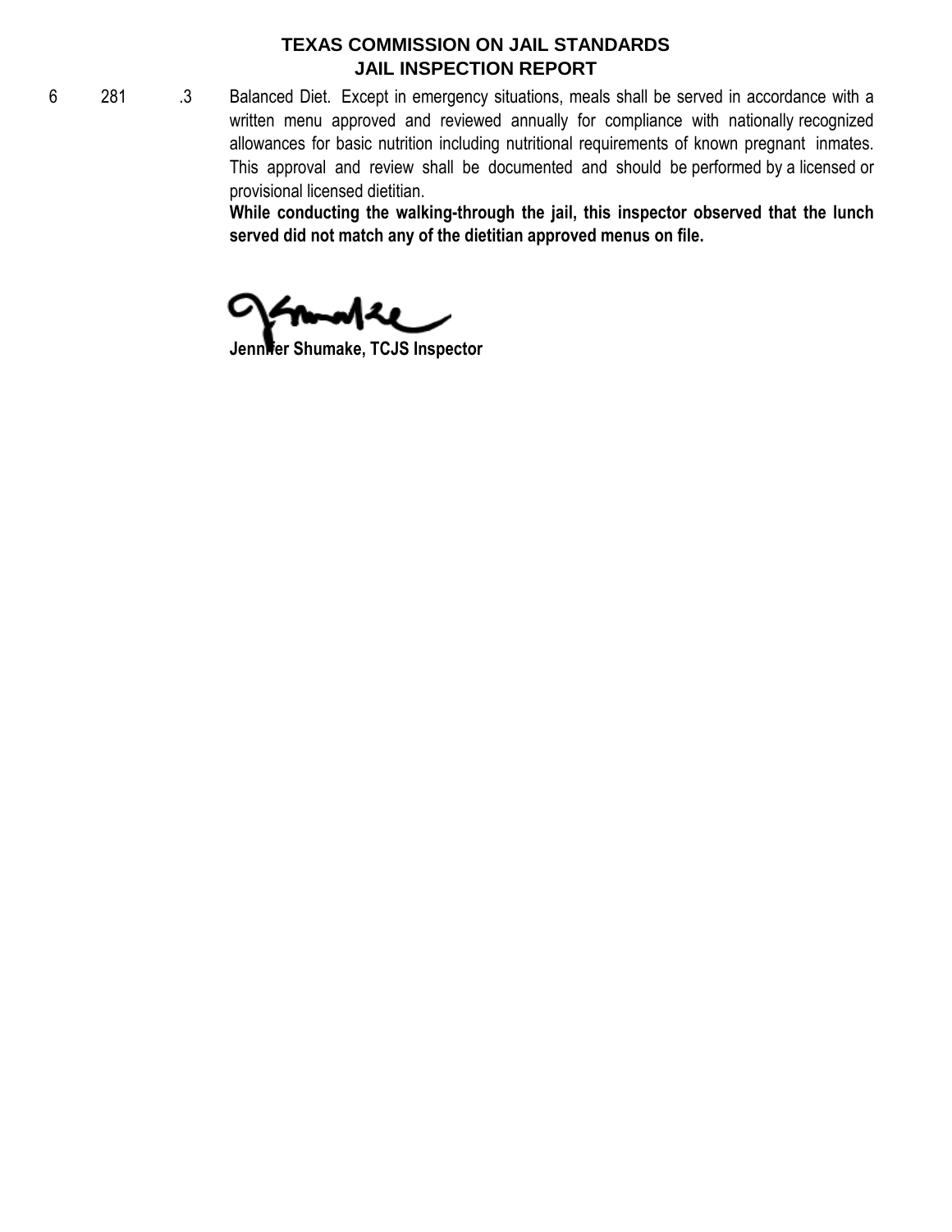**TEXAS COMMISSION ON JAIL STANDARDS**
**JAIL INSPECTION REPORT**

| | | | |
|---|---|---|---|
| 6 | 281 | .3 | Balanced Diet. Except in emergency situations, meals shall be served in accordance with a written menu approved and reviewed annually for compliance with nationally recognized allowances for basic nutrition including nutritional requirements of known pregnant inmates. This approval and review shall be documented and should be performed by a licensed or provisional licensed dietitian. **While conducting the walking-through the jail, this inspector observed that the lunch served did not match any of the dietitian approved menus on file.** |

**Jennifer Shumake, TCJS Inspector**